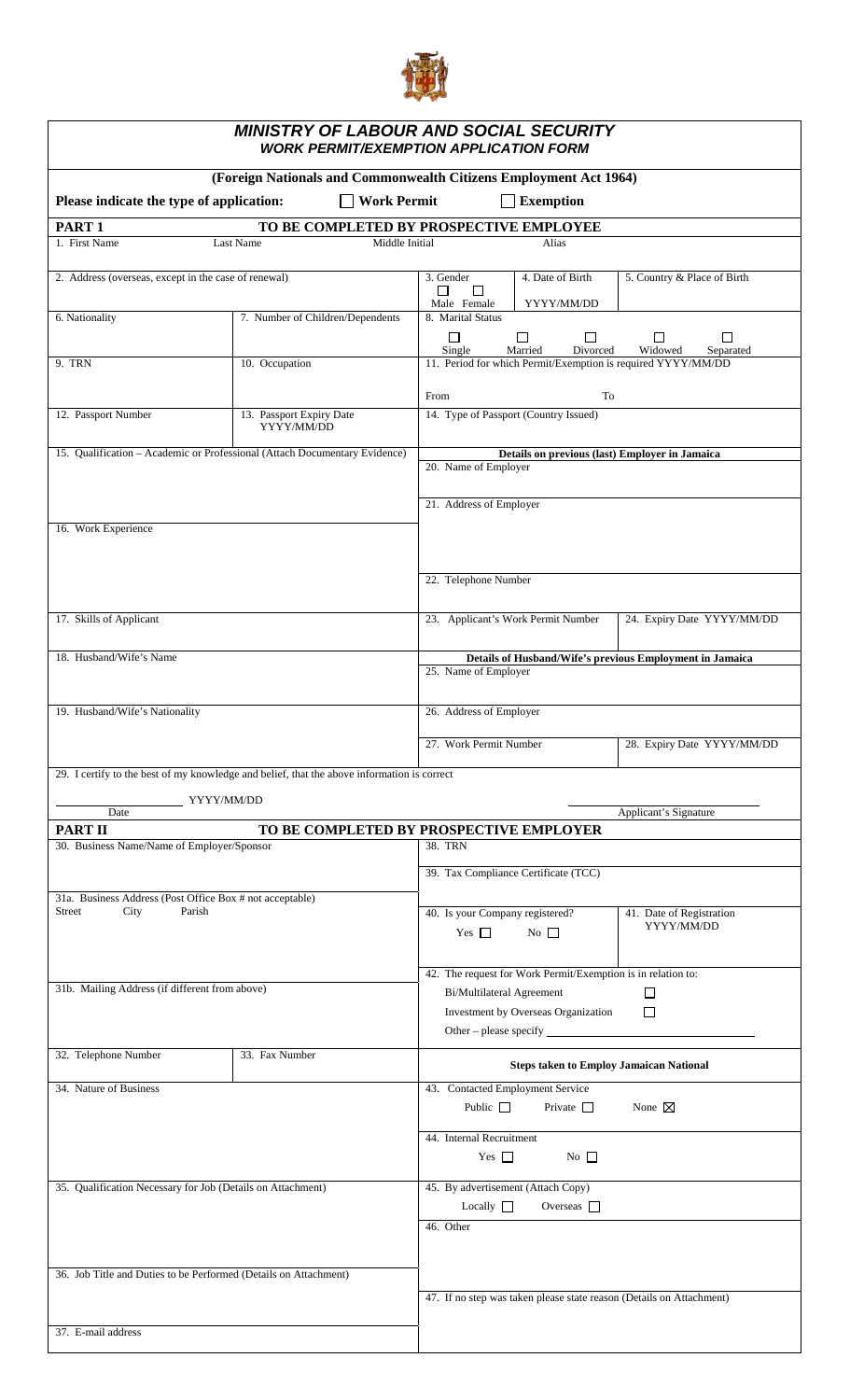## MINISTRY OF LABOUR AND SOCIAL SECURITY

### WORK PERMIT/EXEMPTION APPLICATION FORM

**(Foreign Nationals and Commonwealth Citizens Employment Act 1964)**

**Please indicate the type of application:** ☐ **Work Permit** ☐ **Exemption**

### PART 1 TO BE COMPLETED BY PROSPECTIVE EMPLOYEE

| 1. First Name | Last Name | Middle Initial | Alias |
|---|---|---|---|
| | | | |

| 2. Address (overseas, except in the case of renewal) | 3. Gender ☐ Male ☐ Female | 4. Date of Birth YYYY/MM/DD | 5. Country & Place of Birth |
|---|---|---|---|
| | | | |

| 6. Nationality | 7. Number of Children/Dependents | 8. Marital Status ☐ Single ☐ Married ☐ Divorced ☐ Widowed ☐ Separated |
|---|---|---|
| | | |

| 9. TRN | 10. Occupation | 11. Period for which Permit/Exemption is required YYYY/MM/DD From To |
|---|---|---|
| | | |

| 12. Passport Number | 13. Passport Expiry Date YYYY/MM/DD | 14. Type of Passport (Country Issued) |
|---|---|---|
| | | |

15. Qualification – Academic or Professional (Attach Documentary Evidence)

16. Work Experience

17. Skills of Applicant

18. Husband/Wife's Name

19. Husband/Wife's Nationality

**Details on previous (last) Employer in Jamaica**

20. Name of Employer

21. Address of Employer

22. Telephone Number

| 23. Applicant's Work Permit Number | 24. Expiry Date YYYY/MM/DD |
|---|---|
| | |

**Details of Husband/Wife's previous Employment in Jamaica**

25. Name of Employer

26. Address of Employer

| 27. Work Permit Number | 28. Expiry Date YYYY/MM/DD |
|---|---|
| | |

29. I certify to the best of my knowledge and belief, that the above information is correct

_______________ YYYY/MM/DD
Date

_______________
Applicant's Signature

### PART II TO BE COMPLETED BY PROSPECTIVE EMPLOYER

30. Business Name/Name of Employer/Sponsor

31a. Business Address (Post Office Box # not acceptable)
Street City Parish

31b. Mailing Address (if different from above)

| 32. Telephone Number | 33. Fax Number |
|---|---|
| | |

34. Nature of Business

35. Qualification Necessary for Job (Details on Attachment)

36. Job Title and Duties to be Performed (Details on Attachment)

37. E-mail address

38. TRN

39. Tax Compliance Certificate (TCC)

| 40. Is your Company registered? Yes ☐ No ☐ | 41. Date of Registration YYYY/MM/DD |
|---|---|
| | |

42. The request for Work Permit/Exemption is in relation to:

- Bi/Multilateral Agreement ☐
- Investment by Overseas Organization ☐
- Other – please specify _______________

**Steps taken to Employ Jamaican National**

43. Contacted Employment Service
Public ☐ Private ☐ None ☒

44. Internal Recruitment
Yes ☐ No ☐

45. By advertisement (Attach Copy)
Locally ☐ Overseas ☐

46. Other

47. If no step was taken please state reason (Details on Attachment)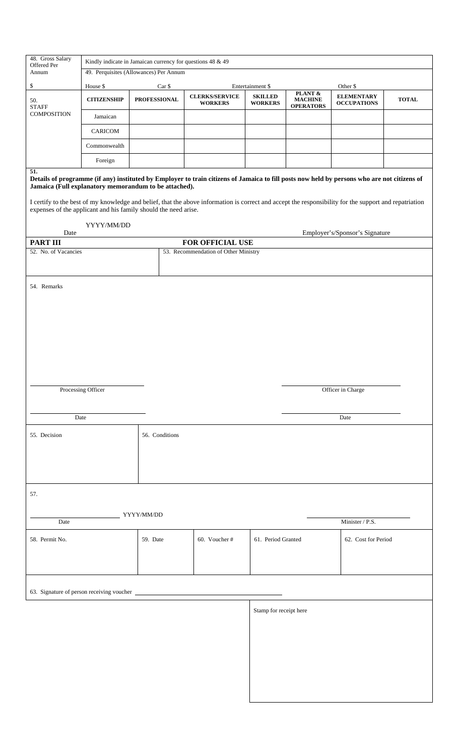| 48. Gross Salary Offered Per Annum | Kindly indicate in Jamaican currency for questions 48 & 49 | | | | | | |
|---|---|---|---|---|---|---|---|
| | 49. Perquisites (Allowances) Per Annum | | | | | | |
| $ | House $ | Car $ | | Entertainment $ | | Other $ | |
| 50. STAFF COMPOSITION | **CITIZENSHIP** | **PROFESSIONAL** | **CLERKS/SERVICE WORKERS** | **SKILLED WORKERS** | **PLANT & MACHINE OPERATORS** | **ELEMENTARY OCCUPATIONS** | **TOTAL** |
| | Jamaican | | | | | | |
| | CARICOM | | | | | | |
| | Commonwealth | | | | | | |
| | Foreign | | | | | | |

**51.**
**Details of programme (if any) instituted by Employer to train citizens of Jamaica to fill posts now held by persons who are not citizens of Jamaica (Full explanatory memorandum to be attached).**

I certify to the best of my knowledge and belief, that the above information is correct and accept the responsibility for the support and repatriation expenses of the applicant and his family should the need arise.

YYYY/MM/DD
Date

Employer's/Sponsor's Signature

**PART III** **FOR OFFICIAL USE**

| 52. No. of Vacancies | 53. Recommendation of Other Ministry |
|---|---|
| | |

54. Remarks

Processing Officer

Officer in Charge

Date

Date

| 55. Decision | 56. Conditions |
|---|---|
| | |

57.

YYYY/MM/DD
Date

Minister / P.S.

| 58. Permit No. | 59. Date | 60. Voucher # | 61. Period Granted | 62. Cost for Period |
|---|---|---|---|---|
| | | | | |

63. Signature of person receiving voucher ______________________________

Stamp for receipt here